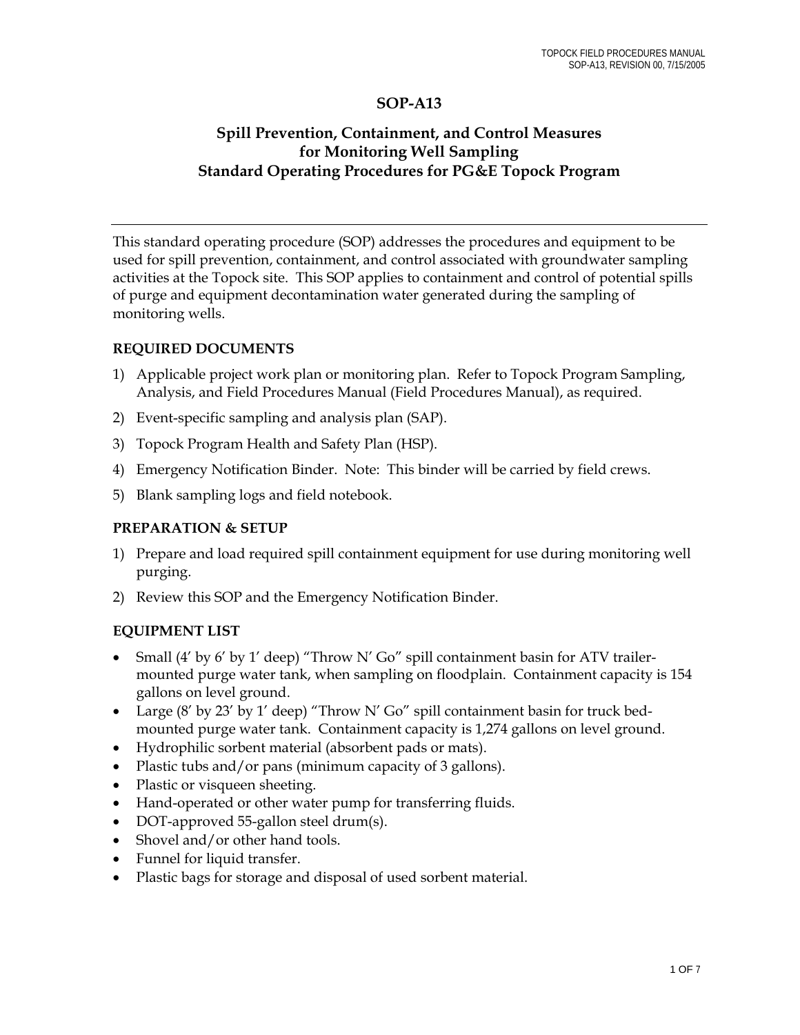# SOP-A13

## Spill Prevention, Containment, and Control Measures for Monitoring Well Sampling Standard Operating Procedures for PG&E Topock Program

---

This standard operating procedure (SOP) addresses the procedures and equipment to be used for spill prevention, containment, and control associated with groundwater sampling activities at the Topock site. This SOP applies to containment and control of potential spills of purge and equipment decontamination water generated during the sampling of monitoring wells.

### REQUIRED DOCUMENTS

1) Applicable project work plan or monitoring plan. Refer to Topock Program Sampling, Analysis, and Field Procedures Manual (Field Procedures Manual), as required.
2) Event-specific sampling and analysis plan (SAP).
3) Topock Program Health and Safety Plan (HSP).
4) Emergency Notification Binder. Note: This binder will be carried by field crews.
5) Blank sampling logs and field notebook.

### PREPARATION & SETUP

1) Prepare and load required spill containment equipment for use during monitoring well purging.
2) Review this SOP and the Emergency Notification Binder.

### EQUIPMENT LIST

- Small (4′ by 6′ by 1′ deep) "Throw N' Go" spill containment basin for ATV trailer-mounted purge water tank, when sampling on floodplain. Containment capacity is 154 gallons on level ground.
- Large (8′ by 23′ by 1′ deep) "Throw N' Go" spill containment basin for truck bed-mounted purge water tank. Containment capacity is 1,274 gallons on level ground.
- Hydrophilic sorbent material (absorbent pads or mats).
- Plastic tubs and/or pans (minimum capacity of 3 gallons).
- Plastic or visqueen sheeting.
- Hand-operated or other water pump for transferring fluids.
- DOT-approved 55-gallon steel drum(s).
- Shovel and/or other hand tools.
- Funnel for liquid transfer.
- Plastic bags for storage and disposal of used sorbent material.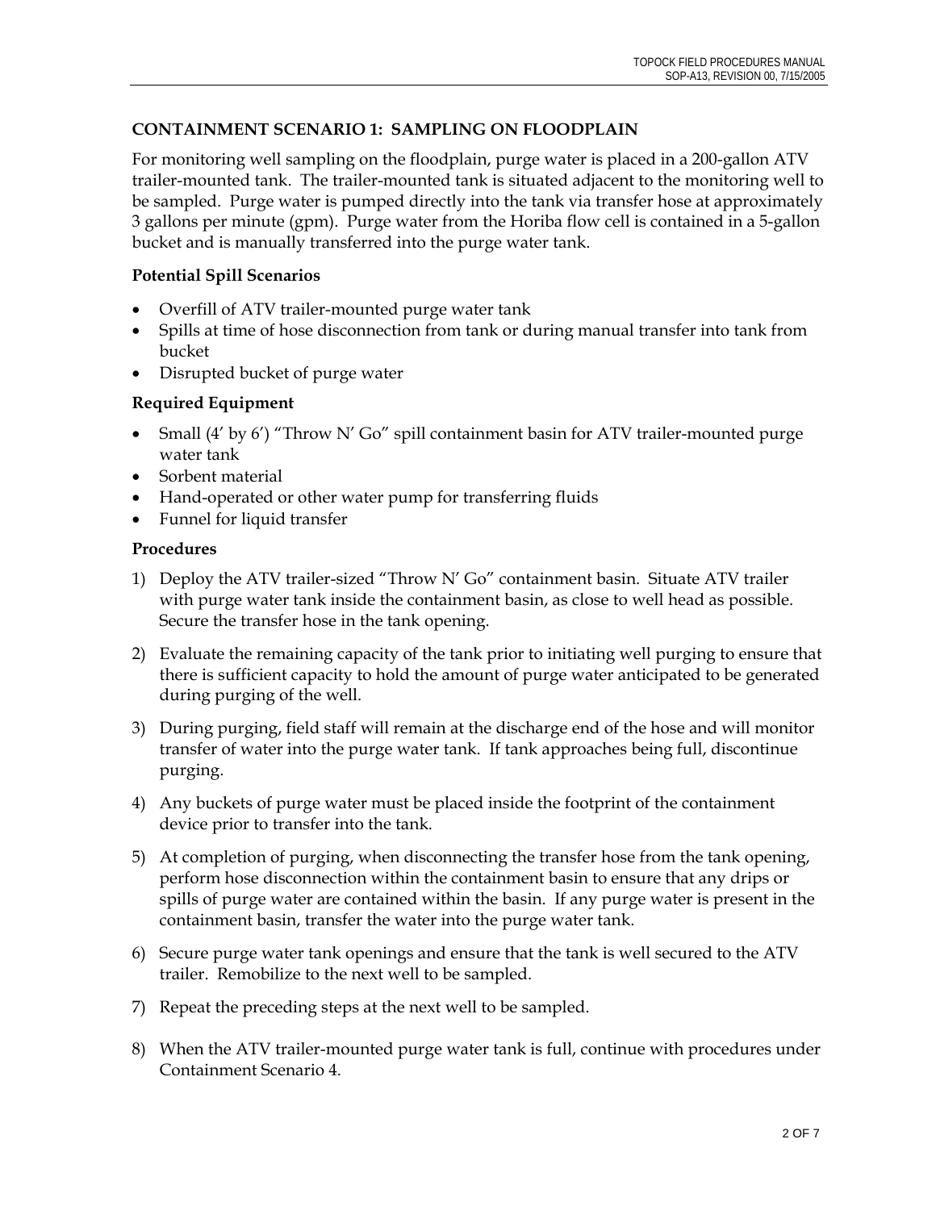## CONTAINMENT SCENARIO 1: SAMPLING ON FLOODPLAIN

For monitoring well sampling on the floodplain, purge water is placed in a 200-gallon ATV trailer-mounted tank. The trailer-mounted tank is situated adjacent to the monitoring well to be sampled. Purge water is pumped directly into the tank via transfer hose at approximately 3 gallons per minute (gpm). Purge water from the Horiba flow cell is contained in a 5-gallon bucket and is manually transferred into the purge water tank.

### Potential Spill Scenarios

- Overfill of ATV trailer-mounted purge water tank
- Spills at time of hose disconnection from tank or during manual transfer into tank from bucket
- Disrupted bucket of purge water

### Required Equipment

- Small (4′ by 6′) "Throw N′ Go" spill containment basin for ATV trailer-mounted purge water tank
- Sorbent material
- Hand-operated or other water pump for transferring fluids
- Funnel for liquid transfer

### Procedures

1) Deploy the ATV trailer-sized "Throw N′ Go" containment basin. Situate ATV trailer with purge water tank inside the containment basin, as close to well head as possible. Secure the transfer hose in the tank opening.

2) Evaluate the remaining capacity of the tank prior to initiating well purging to ensure that there is sufficient capacity to hold the amount of purge water anticipated to be generated during purging of the well.

3) During purging, field staff will remain at the discharge end of the hose and will monitor transfer of water into the purge water tank. If tank approaches being full, discontinue purging.

4) Any buckets of purge water must be placed inside the footprint of the containment device prior to transfer into the tank.

5) At completion of purging, when disconnecting the transfer hose from the tank opening, perform hose disconnection within the containment basin to ensure that any drips or spills of purge water are contained within the basin. If any purge water is present in the containment basin, transfer the water into the purge water tank.

6) Secure purge water tank openings and ensure that the tank is well secured to the ATV trailer. Remobilize to the next well to be sampled.

7) Repeat the preceding steps at the next well to be sampled.

8) When the ATV trailer-mounted purge water tank is full, continue with procedures under Containment Scenario 4.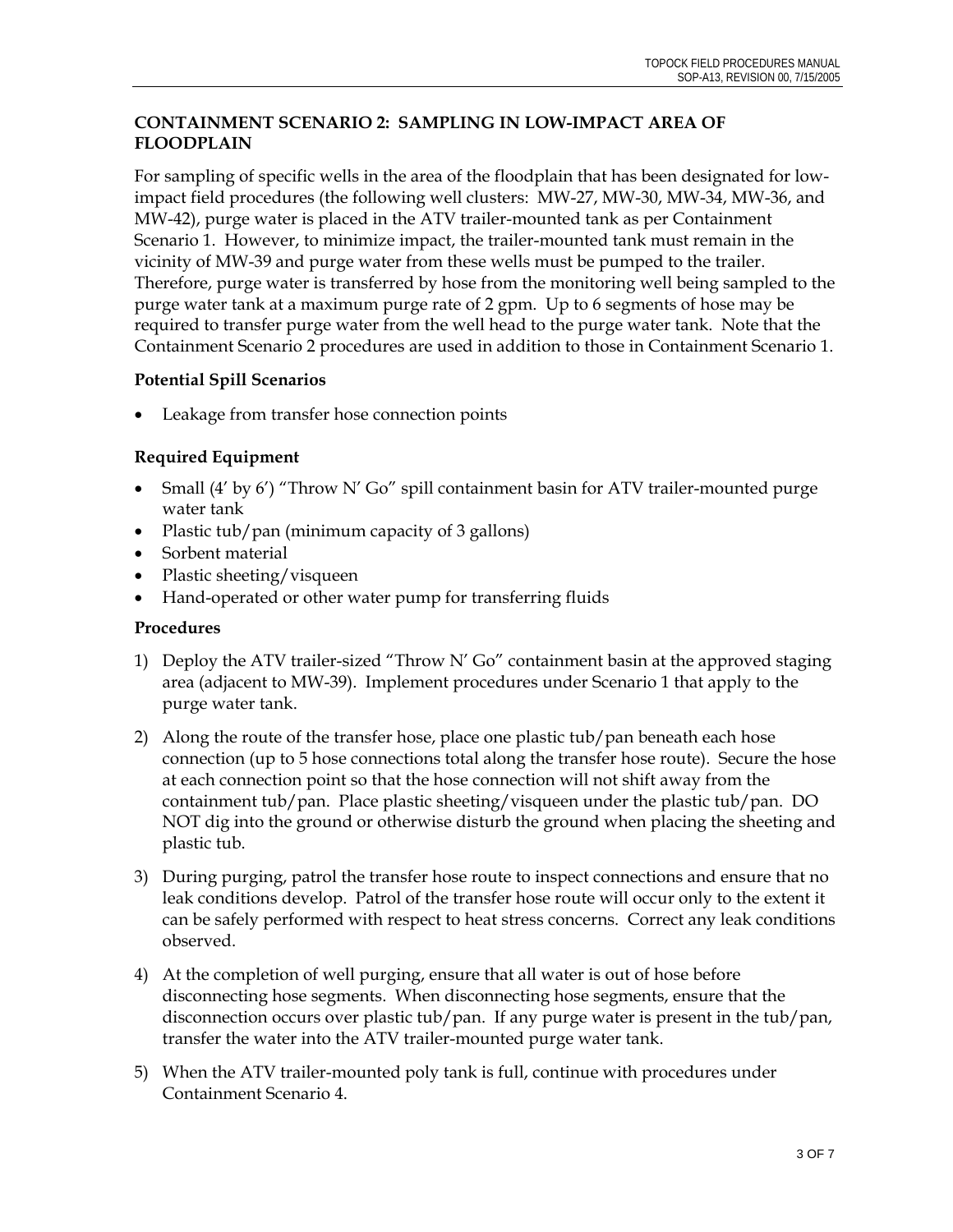## CONTAINMENT SCENARIO 2: SAMPLING IN LOW-IMPACT AREA OF FLOODPLAIN

For sampling of specific wells in the area of the floodplain that has been designated for low-impact field procedures (the following well clusters: MW-27, MW-30, MW-34, MW-36, and MW-42), purge water is placed in the ATV trailer-mounted tank as per Containment Scenario 1. However, to minimize impact, the trailer-mounted tank must remain in the vicinity of MW-39 and purge water from these wells must be pumped to the trailer. Therefore, purge water is transferred by hose from the monitoring well being sampled to the purge water tank at a maximum purge rate of 2 gpm. Up to 6 segments of hose may be required to transfer purge water from the well head to the purge water tank. Note that the Containment Scenario 2 procedures are used in addition to those in Containment Scenario 1.

### Potential Spill Scenarios

- Leakage from transfer hose connection points

### Required Equipment

- Small (4' by 6') "Throw N' Go" spill containment basin for ATV trailer-mounted purge water tank
- Plastic tub/pan (minimum capacity of 3 gallons)
- Sorbent material
- Plastic sheeting/visqueen
- Hand-operated or other water pump for transferring fluids

### Procedures

1) Deploy the ATV trailer-sized "Throw N' Go" containment basin at the approved staging area (adjacent to MW-39). Implement procedures under Scenario 1 that apply to the purge water tank.
2) Along the route of the transfer hose, place one plastic tub/pan beneath each hose connection (up to 5 hose connections total along the transfer hose route). Secure the hose at each connection point so that the hose connection will not shift away from the containment tub/pan. Place plastic sheeting/visqueen under the plastic tub/pan. DO NOT dig into the ground or otherwise disturb the ground when placing the sheeting and plastic tub.
3) During purging, patrol the transfer hose route to inspect connections and ensure that no leak conditions develop. Patrol of the transfer hose route will occur only to the extent it can be safely performed with respect to heat stress concerns. Correct any leak conditions observed.
4) At the completion of well purging, ensure that all water is out of hose before disconnecting hose segments. When disconnecting hose segments, ensure that the disconnection occurs over plastic tub/pan. If any purge water is present in the tub/pan, transfer the water into the ATV trailer-mounted purge water tank.
5) When the ATV trailer-mounted poly tank is full, continue with procedures under Containment Scenario 4.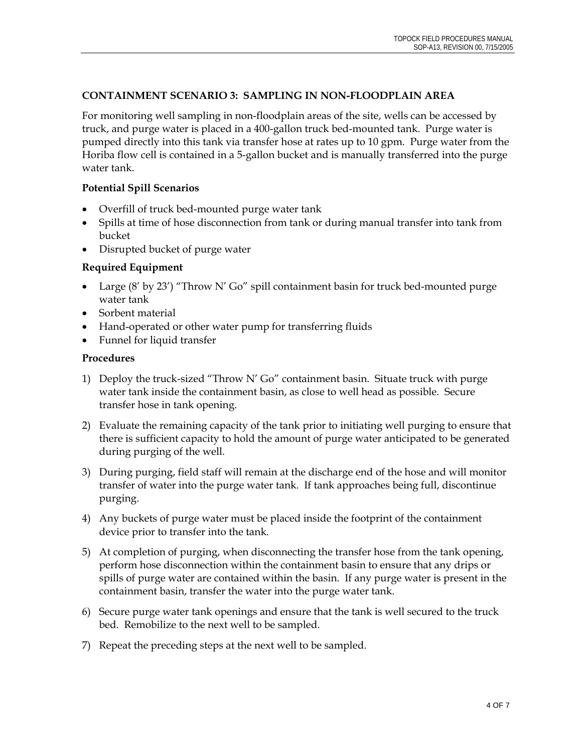## CONTAINMENT SCENARIO 3: SAMPLING IN NON-FLOODPLAIN AREA

For monitoring well sampling in non-floodplain areas of the site, wells can be accessed by truck, and purge water is placed in a 400-gallon truck bed-mounted tank. Purge water is pumped directly into this tank via transfer hose at rates up to 10 gpm. Purge water from the Horiba flow cell is contained in a 5-gallon bucket and is manually transferred into the purge water tank.

### Potential Spill Scenarios

- Overfill of truck bed-mounted purge water tank
- Spills at time of hose disconnection from tank or during manual transfer into tank from bucket
- Disrupted bucket of purge water

### Required Equipment

- Large (8′ by 23′) "Throw N′ Go" spill containment basin for truck bed-mounted purge water tank
- Sorbent material
- Hand-operated or other water pump for transferring fluids
- Funnel for liquid transfer

### Procedures

1) Deploy the truck-sized "Throw N′ Go" containment basin. Situate truck with purge water tank inside the containment basin, as close to well head as possible. Secure transfer hose in tank opening.

2) Evaluate the remaining capacity of the tank prior to initiating well purging to ensure that there is sufficient capacity to hold the amount of purge water anticipated to be generated during purging of the well.

3) During purging, field staff will remain at the discharge end of the hose and will monitor transfer of water into the purge water tank. If tank approaches being full, discontinue purging.

4) Any buckets of purge water must be placed inside the footprint of the containment device prior to transfer into the tank.

5) At completion of purging, when disconnecting the transfer hose from the tank opening, perform hose disconnection within the containment basin to ensure that any drips or spills of purge water are contained within the basin. If any purge water is present in the containment basin, transfer the water into the purge water tank.

6) Secure purge water tank openings and ensure that the tank is well secured to the truck bed. Remobilize to the next well to be sampled.

7) Repeat the preceding steps at the next well to be sampled.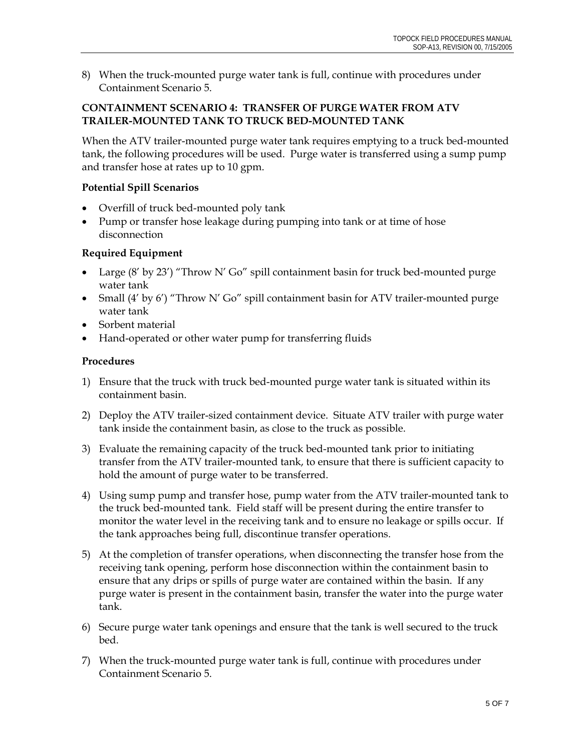8) When the truck-mounted purge water tank is full, continue with procedures under Containment Scenario 5.

**CONTAINMENT SCENARIO 4: TRANSFER OF PURGE WATER FROM ATV TRAILER-MOUNTED TANK TO TRUCK BED-MOUNTED TANK**

When the ATV trailer-mounted purge water tank requires emptying to a truck bed-mounted tank, the following procedures will be used. Purge water is transferred using a sump pump and transfer hose at rates up to 10 gpm.

**Potential Spill Scenarios**

- Overfill of truck bed-mounted poly tank
- Pump or transfer hose leakage during pumping into tank or at time of hose disconnection

**Required Equipment**

- Large (8' by 23') "Throw N' Go" spill containment basin for truck bed-mounted purge water tank
- Small (4' by 6') "Throw N' Go" spill containment basin for ATV trailer-mounted purge water tank
- Sorbent material
- Hand-operated or other water pump for transferring fluids

**Procedures**

1) Ensure that the truck with truck bed-mounted purge water tank is situated within its containment basin.

2) Deploy the ATV trailer-sized containment device. Situate ATV trailer with purge water tank inside the containment basin, as close to the truck as possible.

3) Evaluate the remaining capacity of the truck bed-mounted tank prior to initiating transfer from the ATV trailer-mounted tank, to ensure that there is sufficient capacity to hold the amount of purge water to be transferred.

4) Using sump pump and transfer hose, pump water from the ATV trailer-mounted tank to the truck bed-mounted tank. Field staff will be present during the entire transfer to monitor the water level in the receiving tank and to ensure no leakage or spills occur. If the tank approaches being full, discontinue transfer operations.

5) At the completion of transfer operations, when disconnecting the transfer hose from the receiving tank opening, perform hose disconnection within the containment basin to ensure that any drips or spills of purge water are contained within the basin. If any purge water is present in the containment basin, transfer the water into the purge water tank.

6) Secure purge water tank openings and ensure that the tank is well secured to the truck bed.

7) When the truck-mounted purge water tank is full, continue with procedures under Containment Scenario 5.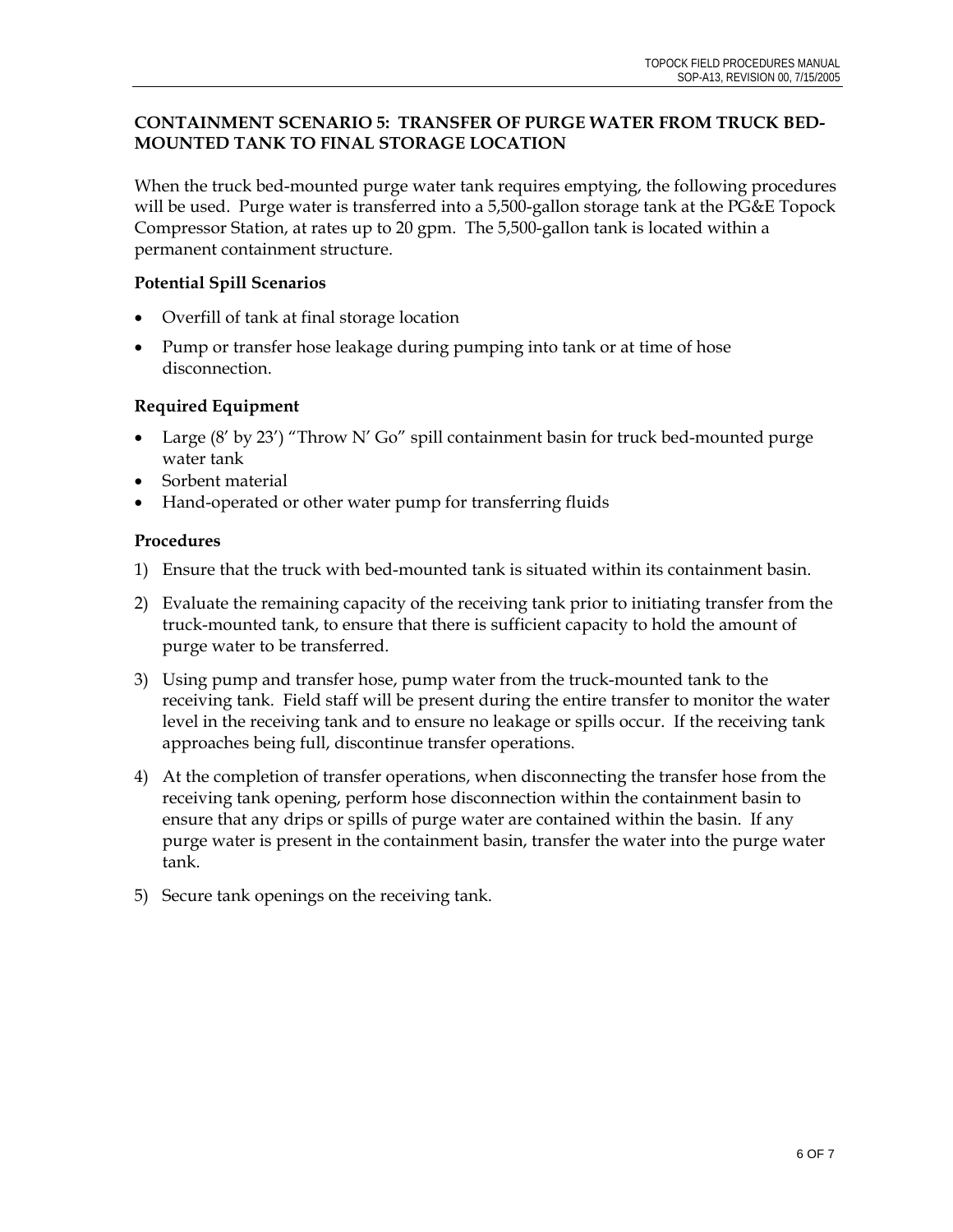## CONTAINMENT SCENARIO 5: TRANSFER OF PURGE WATER FROM TRUCK BED-MOUNTED TANK TO FINAL STORAGE LOCATION

When the truck bed-mounted purge water tank requires emptying, the following procedures will be used. Purge water is transferred into a 5,500-gallon storage tank at the PG&E Topock Compressor Station, at rates up to 20 gpm. The 5,500-gallon tank is located within a permanent containment structure.

### Potential Spill Scenarios

- Overfill of tank at final storage location
- Pump or transfer hose leakage during pumping into tank or at time of hose disconnection.

### Required Equipment

- Large (8' by 23') "Throw N' Go" spill containment basin for truck bed-mounted purge water tank
- Sorbent material
- Hand-operated or other water pump for transferring fluids

### Procedures

1) Ensure that the truck with bed-mounted tank is situated within its containment basin.
2) Evaluate the remaining capacity of the receiving tank prior to initiating transfer from the truck-mounted tank, to ensure that there is sufficient capacity to hold the amount of purge water to be transferred.
3) Using pump and transfer hose, pump water from the truck-mounted tank to the receiving tank. Field staff will be present during the entire transfer to monitor the water level in the receiving tank and to ensure no leakage or spills occur. If the receiving tank approaches being full, discontinue transfer operations.
4) At the completion of transfer operations, when disconnecting the transfer hose from the receiving tank opening, perform hose disconnection within the containment basin to ensure that any drips or spills of purge water are contained within the basin. If any purge water is present in the containment basin, transfer the water into the purge water tank.
5) Secure tank openings on the receiving tank.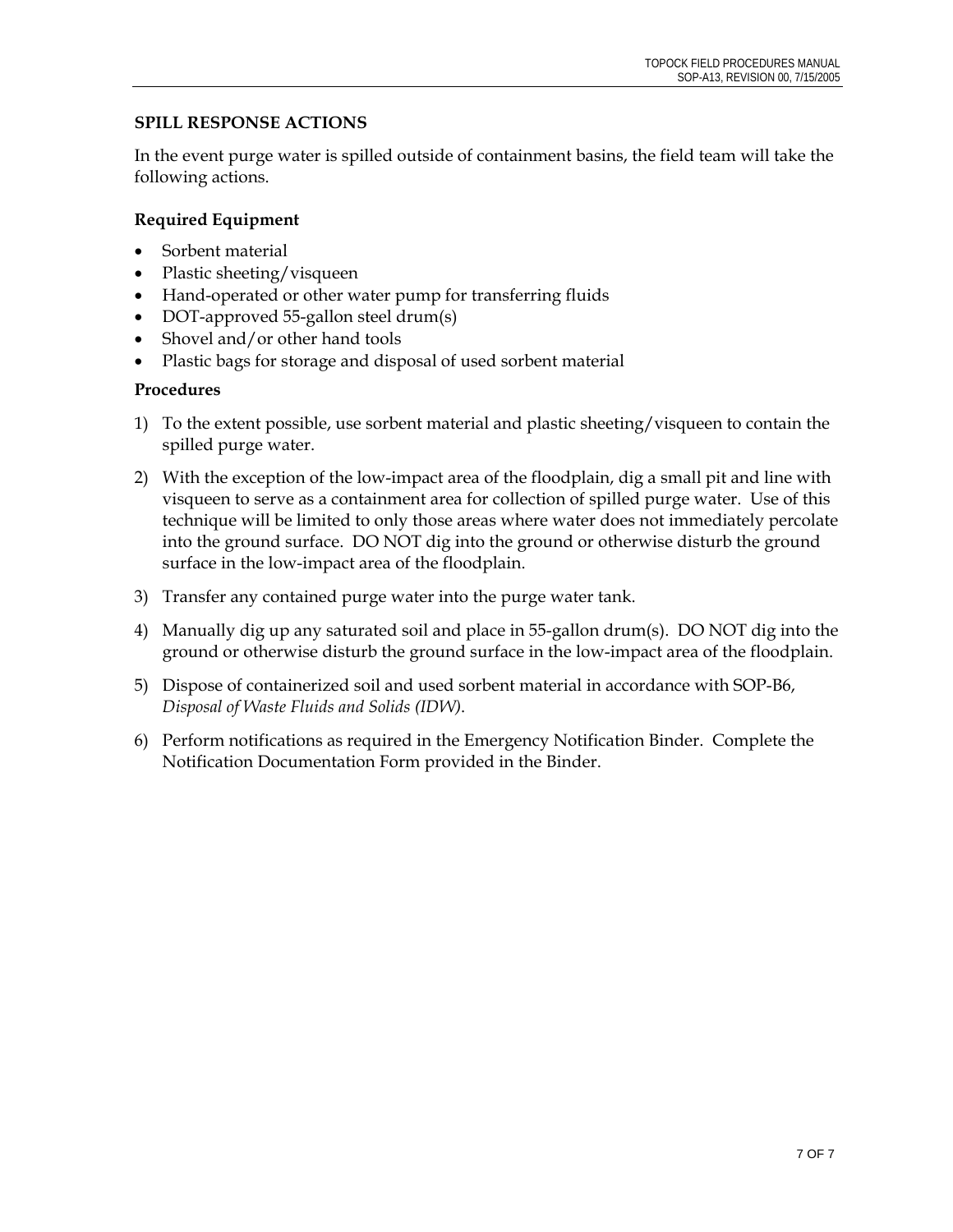### SPILL RESPONSE ACTIONS

In the event purge water is spilled outside of containment basins, the field team will take the following actions.

#### Required Equipment

- Sorbent material
- Plastic sheeting/visqueen
- Hand-operated or other water pump for transferring fluids
- DOT-approved 55-gallon steel drum(s)
- Shovel and/or other hand tools
- Plastic bags for storage and disposal of used sorbent material

#### Procedures

1) To the extent possible, use sorbent material and plastic sheeting/visqueen to contain the spilled purge water.
2) With the exception of the low-impact area of the floodplain, dig a small pit and line with visqueen to serve as a containment area for collection of spilled purge water. Use of this technique will be limited to only those areas where water does not immediately percolate into the ground surface. DO NOT dig into the ground or otherwise disturb the ground surface in the low-impact area of the floodplain.
3) Transfer any contained purge water into the purge water tank.
4) Manually dig up any saturated soil and place in 55-gallon drum(s). DO NOT dig into the ground or otherwise disturb the ground surface in the low-impact area of the floodplain.
5) Dispose of containerized soil and used sorbent material in accordance with SOP-B6, *Disposal of Waste Fluids and Solids (IDW)*.
6) Perform notifications as required in the Emergency Notification Binder. Complete the Notification Documentation Form provided in the Binder.